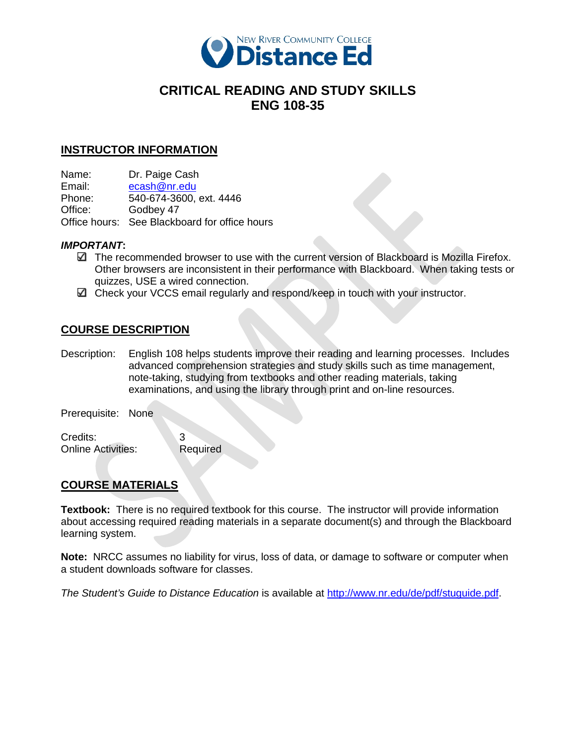# CRITICAL READING AND STUDY SKILLS
# ENG 108-35

## INSTRUCTOR INFORMATION

Name: Dr. Paige Cash
Email: ecash@nr.edu
Phone: 540-674-3600, ext. 4446
Office: Godbey 47
Office hours: See Blackboard for office hours

***IMPORTANT*:**

- ☑ The recommended browser to use with the current version of Blackboard is Mozilla Firefox. Other browsers are inconsistent in their performance with Blackboard. When taking tests or quizzes, USE a wired connection.
- ☑ Check your VCCS email regularly and respond/keep in touch with your instructor.

## COURSE DESCRIPTION

Description: English 108 helps students improve their reading and learning processes. Includes advanced comprehension strategies and study skills such as time management, note-taking, studying from textbooks and other reading materials, taking examinations, and using the library through print and on-line resources.

Prerequisite: None

Credits: 3
Online Activities: Required

## COURSE MATERIALS

**Textbook:** There is no required textbook for this course. The instructor will provide information about accessing required reading materials in a separate document(s) and through the Blackboard learning system.

**Note:** NRCC assumes no liability for virus, loss of data, or damage to software or computer when a student downloads software for classes.

*The Student's Guide to Distance Education* is available at http://www.nr.edu/de/pdf/stuguide.pdf.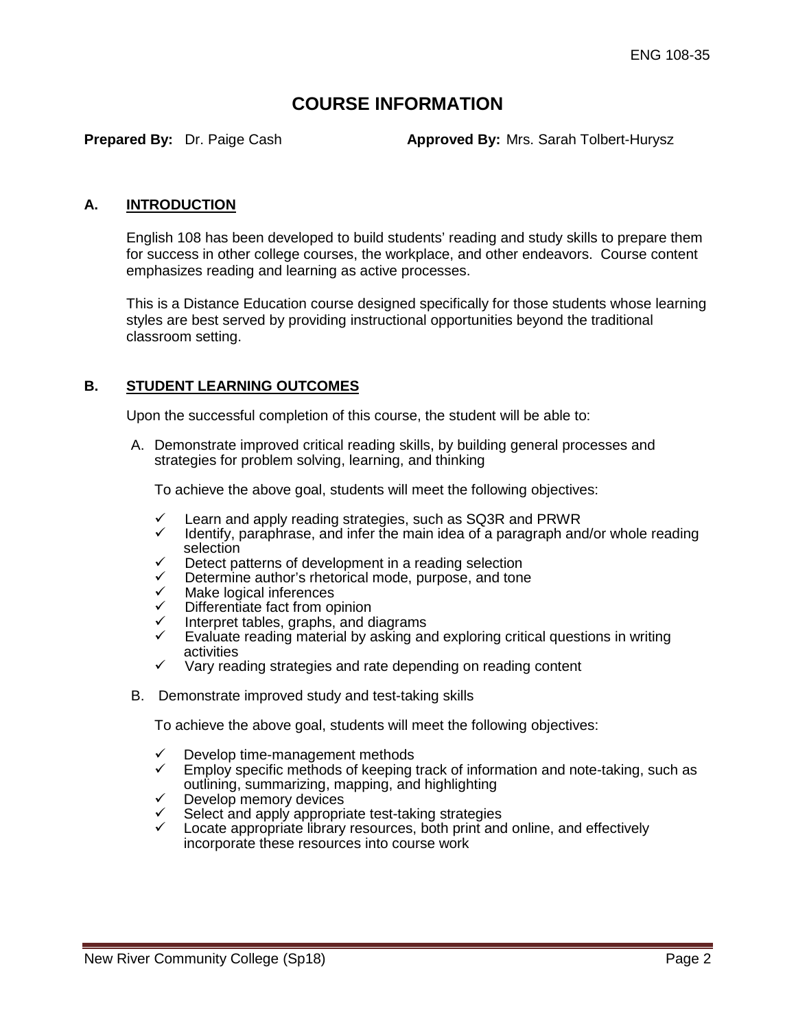# COURSE INFORMATION

**Prepared By:** Dr. Paige Cash **Approved By:** Mrs. Sarah Tolbert-Hurysz

## A. INTRODUCTION

English 108 has been developed to build students' reading and study skills to prepare them for success in other college courses, the workplace, and other endeavors. Course content emphasizes reading and learning as active processes.

This is a Distance Education course designed specifically for those students whose learning styles are best served by providing instructional opportunities beyond the traditional classroom setting.

## B. STUDENT LEARNING OUTCOMES

Upon the successful completion of this course, the student will be able to:

A. Demonstrate improved critical reading skills, by building general processes and strategies for problem solving, learning, and thinking

To achieve the above goal, students will meet the following objectives:

- ✓ Learn and apply reading strategies, such as SQ3R and PRWR
- ✓ Identify, paraphrase, and infer the main idea of a paragraph and/or whole reading selection
- ✓ Detect patterns of development in a reading selection
- ✓ Determine author's rhetorical mode, purpose, and tone
- ✓ Make logical inferences
- ✓ Differentiate fact from opinion
- ✓ Interpret tables, graphs, and diagrams
- ✓ Evaluate reading material by asking and exploring critical questions in writing activities
- ✓ Vary reading strategies and rate depending on reading content

B. Demonstrate improved study and test-taking skills

To achieve the above goal, students will meet the following objectives:

- ✓ Develop time-management methods
- ✓ Employ specific methods of keeping track of information and note-taking, such as outlining, summarizing, mapping, and highlighting
- ✓ Develop memory devices
- ✓ Select and apply appropriate test-taking strategies
- ✓ Locate appropriate library resources, both print and online, and effectively incorporate these resources into course work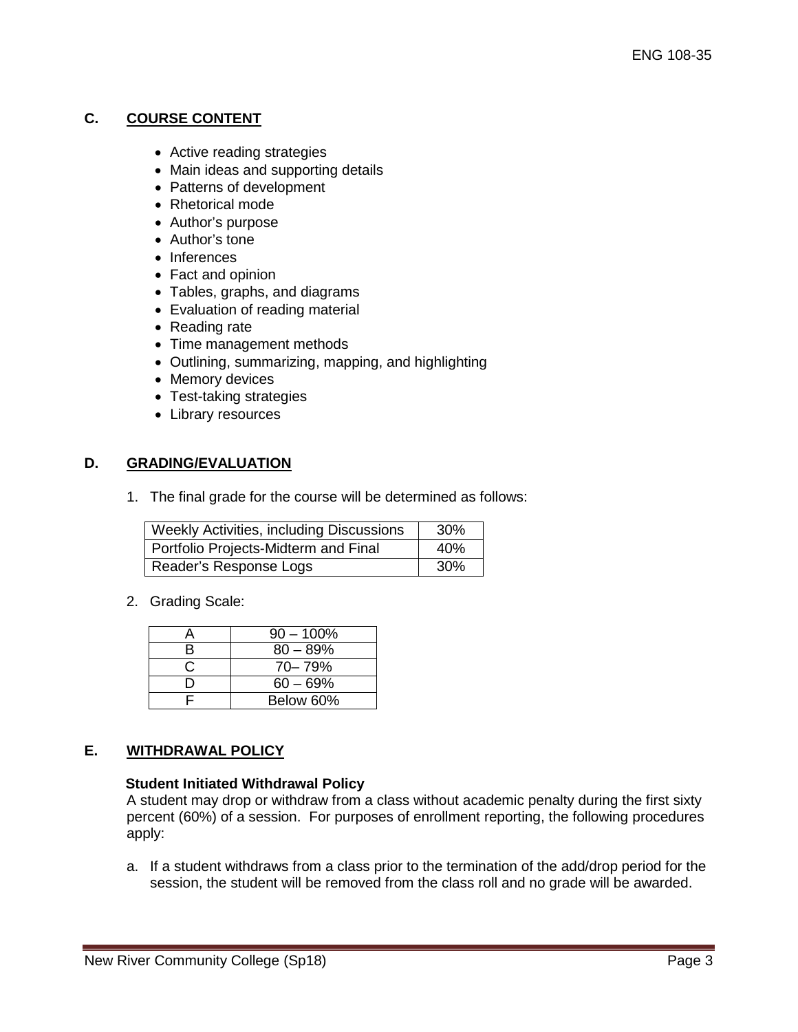## C. COURSE CONTENT

- Active reading strategies
- Main ideas and supporting details
- Patterns of development
- Rhetorical mode
- Author's purpose
- Author's tone
- Inferences
- Fact and opinion
- Tables, graphs, and diagrams
- Evaluation of reading material
- Reading rate
- Time management methods
- Outlining, summarizing, mapping, and highlighting
- Memory devices
- Test-taking strategies
- Library resources

## D. GRADING/EVALUATION

1. The final grade for the course will be determined as follows:

| Component | Weight |
|---|---|
| Weekly Activities, including Discussions | 30% |
| Portfolio Projects-Midterm and Final | 40% |
| Reader's Response Logs | 30% |

2. Grading Scale:

| Grade | Range |
|---|---|
| A | 90 – 100% |
| B | 80 – 89% |
| C | 70– 79% |
| D | 60 – 69% |
| F | Below 60% |

## E. WITHDRAWAL POLICY

**Student Initiated Withdrawal Policy**

A student may drop or withdraw from a class without academic penalty during the first sixty percent (60%) of a session. For purposes of enrollment reporting, the following procedures apply:

a. If a student withdraws from a class prior to the termination of the add/drop period for the session, the student will be removed from the class roll and no grade will be awarded.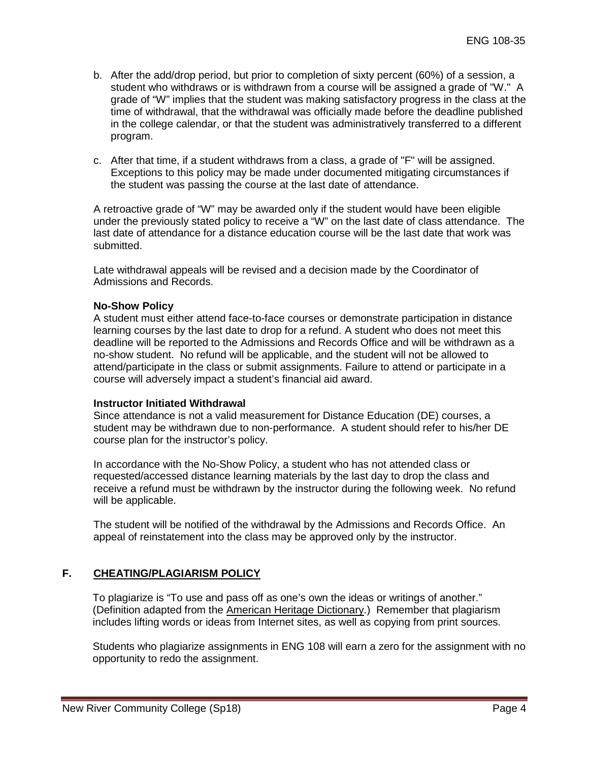b. After the add/drop period, but prior to completion of sixty percent (60%) of a session, a student who withdraws or is withdrawn from a course will be assigned a grade of "W." A grade of "W" implies that the student was making satisfactory progress in the class at the time of withdrawal, that the withdrawal was officially made before the deadline published in the college calendar, or that the student was administratively transferred to a different program.

c. After that time, if a student withdraws from a class, a grade of "F" will be assigned. Exceptions to this policy may be made under documented mitigating circumstances if the student was passing the course at the last date of attendance.

A retroactive grade of "W" may be awarded only if the student would have been eligible under the previously stated policy to receive a "W" on the last date of class attendance. The last date of attendance for a distance education course will be the last date that work was submitted.

Late withdrawal appeals will be revised and a decision made by the Coordinator of Admissions and Records.

**No-Show Policy**

A student must either attend face-to-face courses or demonstrate participation in distance learning courses by the last date to drop for a refund. A student who does not meet this deadline will be reported to the Admissions and Records Office and will be withdrawn as a no-show student. No refund will be applicable, and the student will not be allowed to attend/participate in the class or submit assignments. Failure to attend or participate in a course will adversely impact a student's financial aid award.

**Instructor Initiated Withdrawal**

Since attendance is not a valid measurement for Distance Education (DE) courses, a student may be withdrawn due to non-performance. A student should refer to his/her DE course plan for the instructor's policy.

In accordance with the No-Show Policy, a student who has not attended class or requested/accessed distance learning materials by the last day to drop the class and receive a refund must be withdrawn by the instructor during the following week. No refund will be applicable.

The student will be notified of the withdrawal by the Admissions and Records Office. An appeal of reinstatement into the class may be approved only by the instructor.

## F. CHEATING/PLAGIARISM POLICY

To plagiarize is "To use and pass off as one's own the ideas or writings of another." (Definition adapted from the American Heritage Dictionary.) Remember that plagiarism includes lifting words or ideas from Internet sites, as well as copying from print sources.

Students who plagiarize assignments in ENG 108 will earn a zero for the assignment with no opportunity to redo the assignment.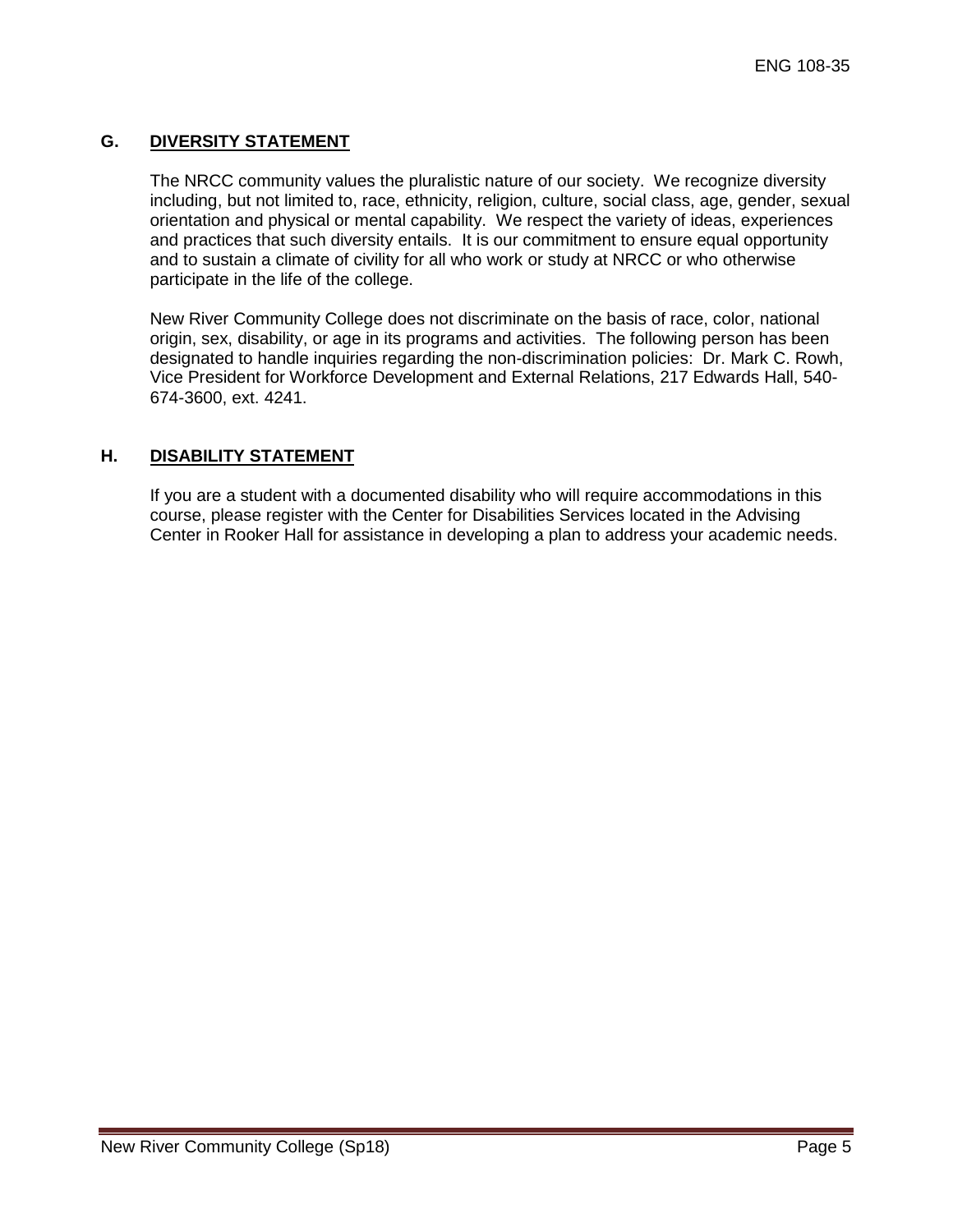## G. DIVERSITY STATEMENT

The NRCC community values the pluralistic nature of our society. We recognize diversity including, but not limited to, race, ethnicity, religion, culture, social class, age, gender, sexual orientation and physical or mental capability. We respect the variety of ideas, experiences and practices that such diversity entails. It is our commitment to ensure equal opportunity and to sustain a climate of civility for all who work or study at NRCC or who otherwise participate in the life of the college.

New River Community College does not discriminate on the basis of race, color, national origin, sex, disability, or age in its programs and activities. The following person has been designated to handle inquiries regarding the non-discrimination policies: Dr. Mark C. Rowh, Vice President for Workforce Development and External Relations, 217 Edwards Hall, 540-674-3600, ext. 4241.

## H. DISABILITY STATEMENT

If you are a student with a documented disability who will require accommodations in this course, please register with the Center for Disabilities Services located in the Advising Center in Rooker Hall for assistance in developing a plan to address your academic needs.